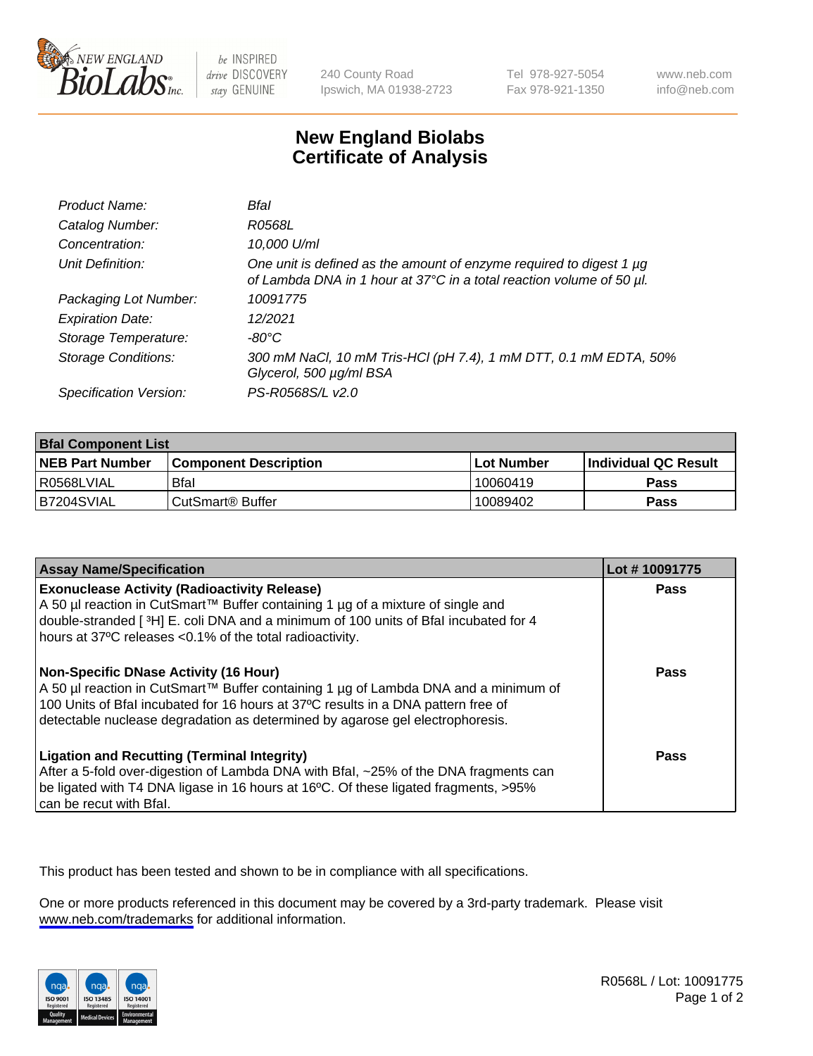# New England Biolabs Certificate of Analysis

| | |
|---|---|
| *Product Name:* | *BfaI* |
| *Catalog Number:* | *R0568L* |
| *Concentration:* | *10,000 U/ml* |
| *Unit Definition:* | *One unit is defined as the amount of enzyme required to digest 1 µg of Lambda DNA in 1 hour at 37°C in a total reaction volume of 50 µl.* |
| *Packaging Lot Number:* | *10091775* |
| *Expiration Date:* | *12/2021* |
| *Storage Temperature:* | *-80°C* |
| *Storage Conditions:* | *300 mM NaCl, 10 mM Tris-HCl (pH 7.4), 1 mM DTT, 0.1 mM EDTA, 50% Glycerol, 500 µg/ml BSA* |
| *Specification Version:* | *PS-R0568S/L v2.0* |

| **BfaI Component List** | | | |
|---|---|---|---|
| **NEB Part Number** | **Component Description** | **Lot Number** | **Individual QC Result** |
| R0568LVIAL | BfaI | 10060419 | **Pass** |
| B7204SVIAL | CutSmart® Buffer | 10089402 | **Pass** |

| **Assay Name/Specification** | **Lot # 10091775** |
|---|---|
| **Exonuclease Activity (Radioactivity Release)**<br>A 50 µl reaction in CutSmart™ Buffer containing 1 µg of a mixture of single and double-stranded [ $^3$H] E. coli DNA and a minimum of 100 units of BfaI incubated for 4 hours at 37ºC releases <0.1% of the total radioactivity. | **Pass** |
| **Non-Specific DNase Activity (16 Hour)**<br>A 50 µl reaction in CutSmart™ Buffer containing 1 µg of Lambda DNA and a minimum of 100 Units of BfaI incubated for 16 hours at 37ºC results in a DNA pattern free of detectable nuclease degradation as determined by agarose gel electrophoresis. | **Pass** |
| **Ligation and Recutting (Terminal Integrity)**<br>After a 5-fold over-digestion of Lambda DNA with BfaI, ~25% of the DNA fragments can be ligated with T4 DNA ligase in 16 hours at 16ºC. Of these ligated fragments, >95% can be recut with BfaI. | **Pass** |

This product has been tested and shown to be in compliance with all specifications.

One or more products referenced in this document may be covered by a 3rd-party trademark. Please visit www.neb.com/trademarks for additional information.

R0568L / Lot: 10091775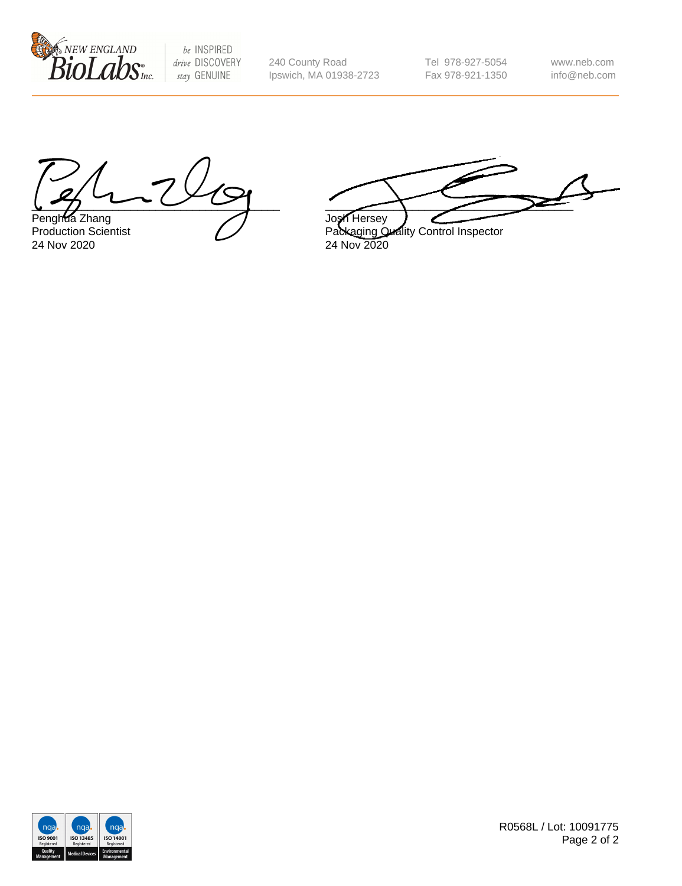240 County Road
Ipswich, MA 01938-2723

Tel 978-927-5054
Fax 978-921-1350

www.neb.com
info@neb.com

______________________________
Penghua Zhang
Production Scientist
24 Nov 2020

______________________________
Josh Hersey
Packaging Quality Control Inspector
24 Nov 2020

R0568L / Lot: 10091775